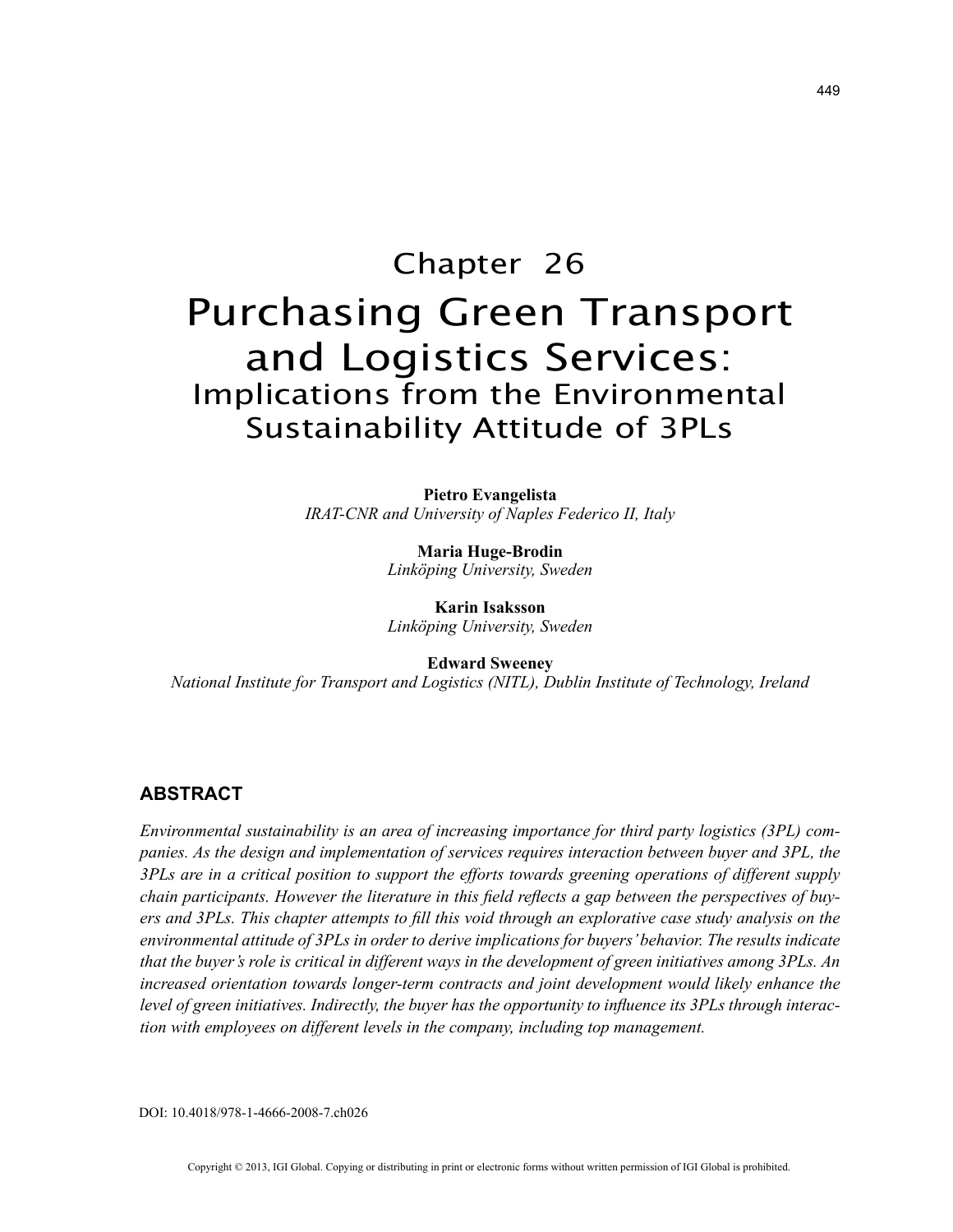# Chapter 26
# Purchasing Green Transport and Logistics Services:
## Implications from the Environmental Sustainability Attitude of 3PLs

**Pietro Evangelista**
*IRAT-CNR and University of Naples Federico II, Italy*

**Maria Huge-Brodin**
*Linköping University, Sweden*

**Karin Isaksson**
*Linköping University, Sweden*

**Edward Sweeney**
*National Institute for Transport and Logistics (NITL), Dublin Institute of Technology, Ireland*

## ABSTRACT

*Environmental sustainability is an area of increasing importance for third party logistics (3PL) companies. As the design and implementation of services requires interaction between buyer and 3PL, the 3PLs are in a critical position to support the efforts towards greening operations of different supply chain participants. However the literature in this field reflects a gap between the perspectives of buyers and 3PLs. This chapter attempts to fill this void through an explorative case study analysis on the environmental attitude of 3PLs in order to derive implications for buyers' behavior. The results indicate that the buyer's role is critical in different ways in the development of green initiatives among 3PLs. An increased orientation towards longer-term contracts and joint development would likely enhance the level of green initiatives. Indirectly, the buyer has the opportunity to influence its 3PLs through interaction with employees on different levels in the company, including top management.*

DOI: 10.4018/978-1-4666-2008-7.ch026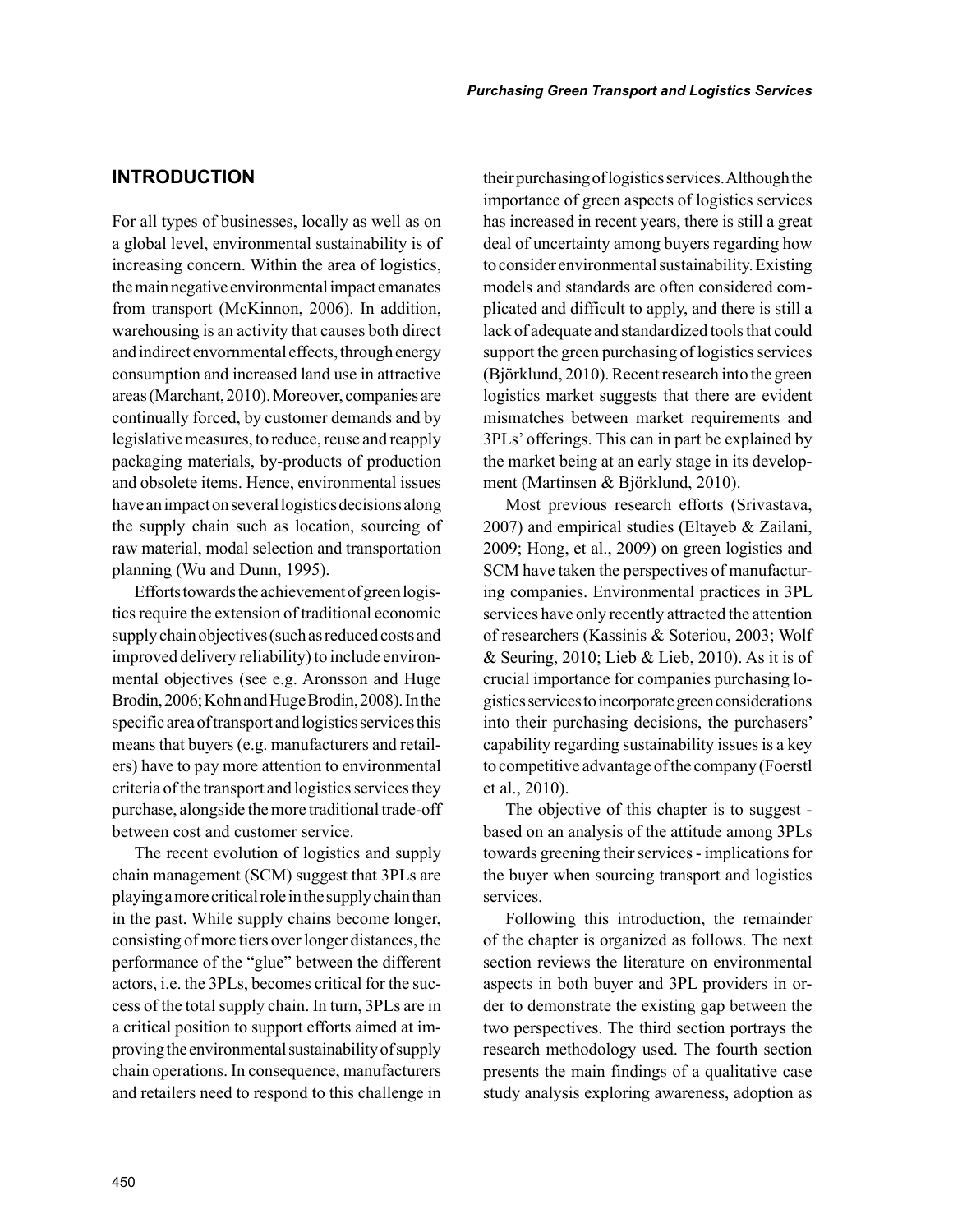## INTRODUCTION

For all types of businesses, locally as well as on a global level, environmental sustainability is of increasing concern. Within the area of logistics, the main negative environmental impact emanates from transport (McKinnon, 2006). In addition, warehousing is an activity that causes both direct and indirect envornmental effects, through energy consumption and increased land use in attractive areas (Marchant, 2010). Moreover, companies are continually forced, by customer demands and by legislative measures, to reduce, reuse and reapply packaging materials, by-products of production and obsolete items. Hence, environmental issues have an impact on several logistics decisions along the supply chain such as location, sourcing of raw material, modal selection and transportation planning (Wu and Dunn, 1995).

Efforts towards the achievement of green logistics require the extension of traditional economic supply chain objectives (such as reduced costs and improved delivery reliability) to include environmental objectives (see e.g. Aronsson and Huge Brodin, 2006; Kohn and Huge Brodin, 2008). In the specific area of transport and logistics services this means that buyers (e.g. manufacturers and retailers) have to pay more attention to environmental criteria of the transport and logistics services they purchase, alongside the more traditional trade-off between cost and customer service.

The recent evolution of logistics and supply chain management (SCM) suggest that 3PLs are playing a more critical role in the supply chain than in the past. While supply chains become longer, consisting of more tiers over longer distances, the performance of the "glue" between the different actors, i.e. the 3PLs, becomes critical for the success of the total supply chain. In turn, 3PLs are in a critical position to support efforts aimed at improving the environmental sustainability of supply chain operations. In consequence, manufacturers and retailers need to respond to this challenge in their purchasing of logistics services. Although the importance of green aspects of logistics services has increased in recent years, there is still a great deal of uncertainty among buyers regarding how to consider environmental sustainability. Existing models and standards are often considered complicated and difficult to apply, and there is still a lack of adequate and standardized tools that could support the green purchasing of logistics services (Björklund, 2010). Recent research into the green logistics market suggests that there are evident mismatches between market requirements and 3PLs' offerings. This can in part be explained by the market being at an early stage in its development (Martinsen & Björklund, 2010).

Most previous research efforts (Srivastava, 2007) and empirical studies (Eltayeb & Zailani, 2009; Hong, et al., 2009) on green logistics and SCM have taken the perspectives of manufacturing companies. Environmental practices in 3PL services have only recently attracted the attention of researchers (Kassinis & Soteriou, 2003; Wolf & Seuring, 2010; Lieb & Lieb, 2010). As it is of crucial importance for companies purchasing logistics services to incorporate green considerations into their purchasing decisions, the purchasers' capability regarding sustainability issues is a key to competitive advantage of the company (Foerstl et al., 2010).

The objective of this chapter is to suggest - based on an analysis of the attitude among 3PLs towards greening their services - implications for the buyer when sourcing transport and logistics services.

Following this introduction, the remainder of the chapter is organized as follows. The next section reviews the literature on environmental aspects in both buyer and 3PL providers in order to demonstrate the existing gap between the two perspectives. The third section portrays the research methodology used. The fourth section presents the main findings of a qualitative case study analysis exploring awareness, adoption as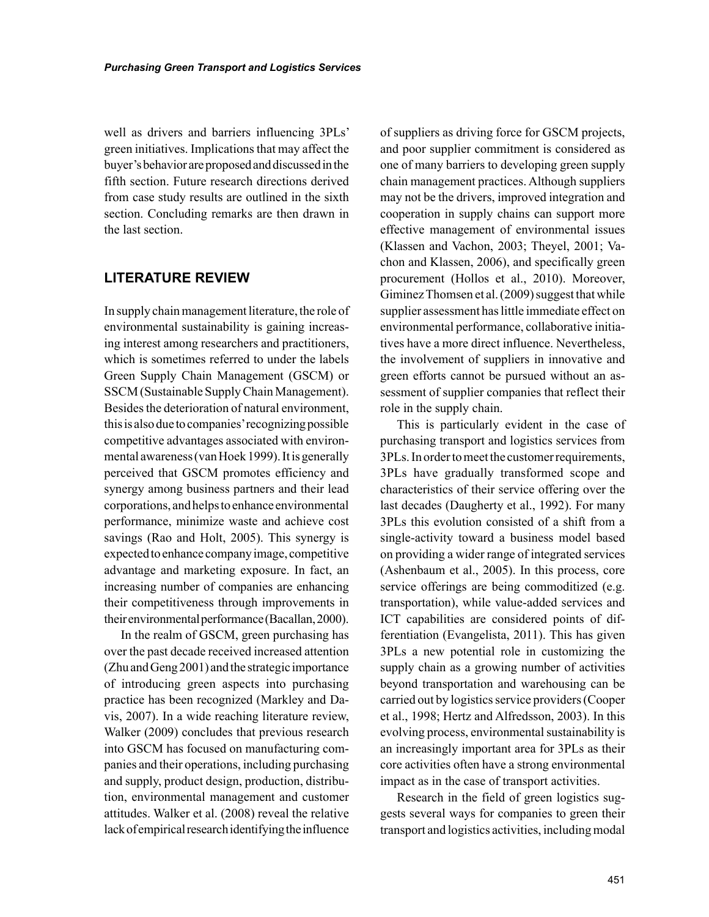well as drivers and barriers influencing 3PLs' green initiatives. Implications that may affect the buyer's behavior are proposed and discussed in the fifth section. Future research directions derived from case study results are outlined in the sixth section. Concluding remarks are then drawn in the last section.

## LITERATURE REVIEW

In supply chain management literature, the role of environmental sustainability is gaining increasing interest among researchers and practitioners, which is sometimes referred to under the labels Green Supply Chain Management (GSCM) or SSCM (Sustainable Supply Chain Management). Besides the deterioration of natural environment, this is also due to companies' recognizing possible competitive advantages associated with environmental awareness (van Hoek 1999). It is generally perceived that GSCM promotes efficiency and synergy among business partners and their lead corporations, and helps to enhance environmental performance, minimize waste and achieve cost savings (Rao and Holt, 2005). This synergy is expected to enhance company image, competitive advantage and marketing exposure. In fact, an increasing number of companies are enhancing their competitiveness through improvements in their environmental performance (Bacallan, 2000).

In the realm of GSCM, green purchasing has over the past decade received increased attention (Zhu and Geng 2001) and the strategic importance of introducing green aspects into purchasing practice has been recognized (Markley and Davis, 2007). In a wide reaching literature review, Walker (2009) concludes that previous research into GSCM has focused on manufacturing companies and their operations, including purchasing and supply, product design, production, distribution, environmental management and customer attitudes. Walker et al. (2008) reveal the relative lack of empirical research identifying the influence of suppliers as driving force for GSCM projects, and poor supplier commitment is considered as one of many barriers to developing green supply chain management practices. Although suppliers may not be the drivers, improved integration and cooperation in supply chains can support more effective management of environmental issues (Klassen and Vachon, 2003; Theyel, 2001; Vachon and Klassen, 2006), and specifically green procurement (Hollos et al., 2010). Moreover, Giminez Thomsen et al. (2009) suggest that while supplier assessment has little immediate effect on environmental performance, collaborative initiatives have a more direct influence. Nevertheless, the involvement of suppliers in innovative and green efforts cannot be pursued without an assessment of supplier companies that reflect their role in the supply chain.

This is particularly evident in the case of purchasing transport and logistics services from 3PLs. In order to meet the customer requirements, 3PLs have gradually transformed scope and characteristics of their service offering over the last decades (Daugherty et al., 1992). For many 3PLs this evolution consisted of a shift from a single-activity toward a business model based on providing a wider range of integrated services (Ashenbaum et al., 2005). In this process, core service offerings are being commoditized (e.g. transportation), while value-added services and ICT capabilities are considered points of differentiation (Evangelista, 2011). This has given 3PLs a new potential role in customizing the supply chain as a growing number of activities beyond transportation and warehousing can be carried out by logistics service providers (Cooper et al., 1998; Hertz and Alfredsson, 2003). In this evolving process, environmental sustainability is an increasingly important area for 3PLs as their core activities often have a strong environmental impact as in the case of transport activities.

Research in the field of green logistics suggests several ways for companies to green their transport and logistics activities, including modal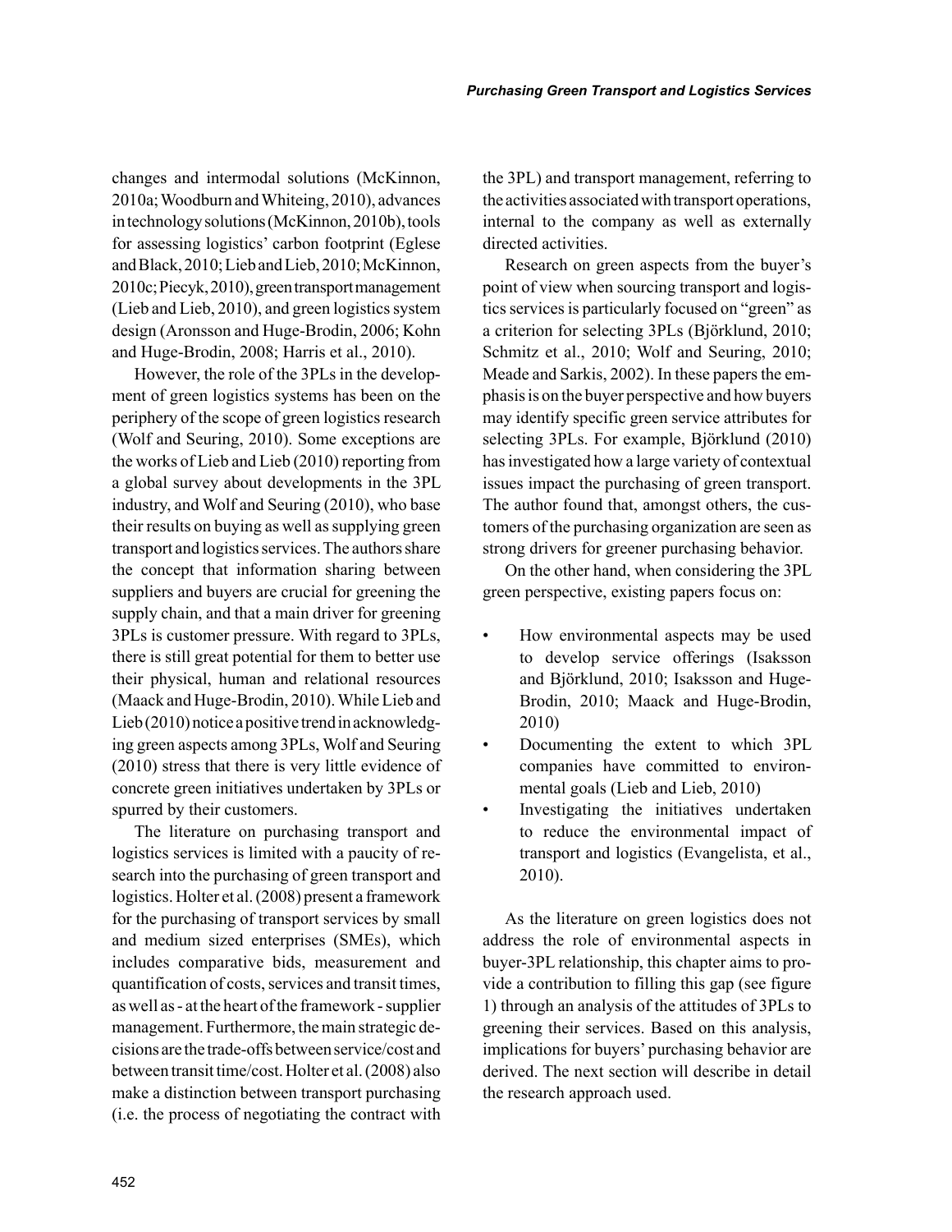changes and intermodal solutions (McKinnon, 2010a; Woodburn and Whiteing, 2010), advances in technology solutions (McKinnon, 2010b), tools for assessing logistics' carbon footprint (Eglese and Black, 2010; Lieb and Lieb, 2010; McKinnon, 2010c; Piecyk, 2010), green transport management (Lieb and Lieb, 2010), and green logistics system design (Aronsson and Huge-Brodin, 2006; Kohn and Huge-Brodin, 2008; Harris et al., 2010).

However, the role of the 3PLs in the development of green logistics systems has been on the periphery of the scope of green logistics research (Wolf and Seuring, 2010). Some exceptions are the works of Lieb and Lieb (2010) reporting from a global survey about developments in the 3PL industry, and Wolf and Seuring (2010), who base their results on buying as well as supplying green transport and logistics services. The authors share the concept that information sharing between suppliers and buyers are crucial for greening the supply chain, and that a main driver for greening 3PLs is customer pressure. With regard to 3PLs, there is still great potential for them to better use their physical, human and relational resources (Maack and Huge-Brodin, 2010). While Lieb and Lieb (2010) notice a positive trend in acknowledging green aspects among 3PLs, Wolf and Seuring (2010) stress that there is very little evidence of concrete green initiatives undertaken by 3PLs or spurred by their customers.

The literature on purchasing transport and logistics services is limited with a paucity of research into the purchasing of green transport and logistics. Holter et al. (2008) present a framework for the purchasing of transport services by small and medium sized enterprises (SMEs), which includes comparative bids, measurement and quantification of costs, services and transit times, as well as - at the heart of the framework - supplier management. Furthermore, the main strategic decisions are the trade-offs between service/cost and between transit time/cost. Holter et al. (2008) also make a distinction between transport purchasing (i.e. the process of negotiating the contract with the 3PL) and transport management, referring to the activities associated with transport operations, internal to the company as well as externally directed activities.

Research on green aspects from the buyer's point of view when sourcing transport and logistics services is particularly focused on "green" as a criterion for selecting 3PLs (Björklund, 2010; Schmitz et al., 2010; Wolf and Seuring, 2010; Meade and Sarkis, 2002). In these papers the emphasis is on the buyer perspective and how buyers may identify specific green service attributes for selecting 3PLs. For example, Björklund (2010) has investigated how a large variety of contextual issues impact the purchasing of green transport. The author found that, amongst others, the customers of the purchasing organization are seen as strong drivers for greener purchasing behavior.

On the other hand, when considering the 3PL green perspective, existing papers focus on:

- How environmental aspects may be used to develop service offerings (Isaksson and Björklund, 2010; Isaksson and Huge-Brodin, 2010; Maack and Huge-Brodin, 2010)
- Documenting the extent to which 3PL companies have committed to environmental goals (Lieb and Lieb, 2010)
- Investigating the initiatives undertaken to reduce the environmental impact of transport and logistics (Evangelista, et al., 2010).

As the literature on green logistics does not address the role of environmental aspects in buyer-3PL relationship, this chapter aims to provide a contribution to filling this gap (see figure 1) through an analysis of the attitudes of 3PLs to greening their services. Based on this analysis, implications for buyers' purchasing behavior are derived. The next section will describe in detail the research approach used.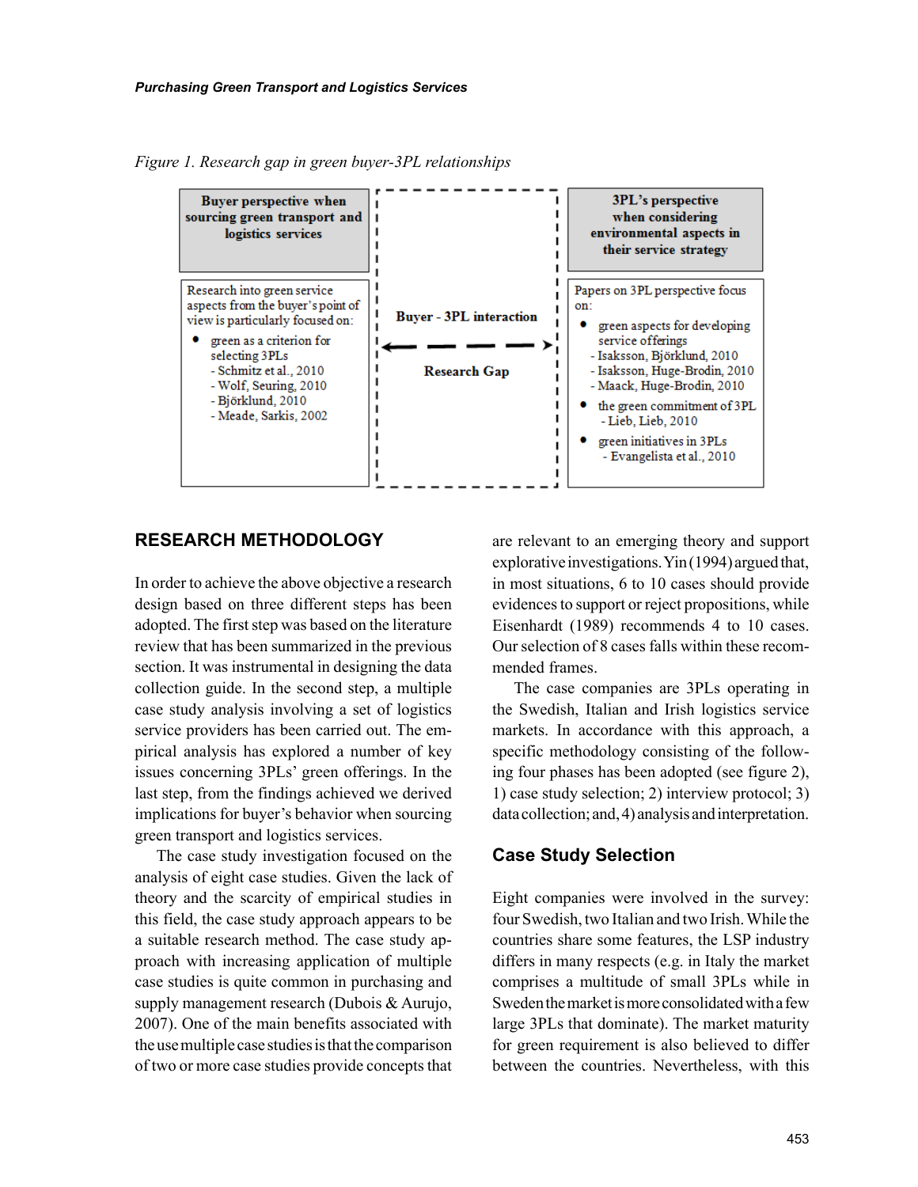*Figure 1. Research gap in green buyer-3PL relationships*

| Buyer perspective when sourcing green transport and logistics services | Buyer - 3PL interaction | 3PL's perspective when considering environmental aspects in their service strategy |
|---|---|---|
| Research into green service aspects from the buyer's point of view is particularly focused on:<br>• green as a criterion for selecting 3PLs<br>- Schmitz et al., 2010<br>- Wolf, Seuring, 2010<br>- Björklund, 2010<br>- Meade, Sarkis, 2002 | Research Gap | Papers on 3PL perspective focus on:<br>• green aspects for developing service offerings<br>- Isaksson, Björklund, 2010<br>- Isaksson, Huge-Brodin, 2010<br>- Maack, Huge-Brodin, 2010<br>• the green commitment of 3PL<br>- Lieb, Lieb, 2010<br>• green initiatives in 3PLs<br>- Evangelista et al., 2010 |

## RESEARCH METHODOLOGY

In order to achieve the above objective a research design based on three different steps has been adopted. The first step was based on the literature review that has been summarized in the previous section. It was instrumental in designing the data collection guide. In the second step, a multiple case study analysis involving a set of logistics service providers has been carried out. The empirical analysis has explored a number of key issues concerning 3PLs' green offerings. In the last step, from the findings achieved we derived implications for buyer's behavior when sourcing green transport and logistics services.

The case study investigation focused on the analysis of eight case studies. Given the lack of theory and the scarcity of empirical studies in this field, the case study approach appears to be a suitable research method. The case study approach with increasing application of multiple case studies is quite common in purchasing and supply management research (Dubois & Aurujo, 2007). One of the main benefits associated with the use multiple case studies is that the comparison of two or more case studies provide concepts that are relevant to an emerging theory and support explorative investigations. Yin (1994) argued that, in most situations, 6 to 10 cases should provide evidences to support or reject propositions, while Eisenhardt (1989) recommends 4 to 10 cases. Our selection of 8 cases falls within these recommended frames.

The case companies are 3PLs operating in the Swedish, Italian and Irish logistics service markets. In accordance with this approach, a specific methodology consisting of the following four phases has been adopted (see figure 2), 1) case study selection; 2) interview protocol; 3) data collection; and, 4) analysis and interpretation.

### Case Study Selection

Eight companies were involved in the survey: four Swedish, two Italian and two Irish. While the countries share some features, the LSP industry differs in many respects (e.g. in Italy the market comprises a multitude of small 3PLs while in Sweden the market is more consolidated with a few large 3PLs that dominate). The market maturity for green requirement is also believed to differ between the countries. Nevertheless, with this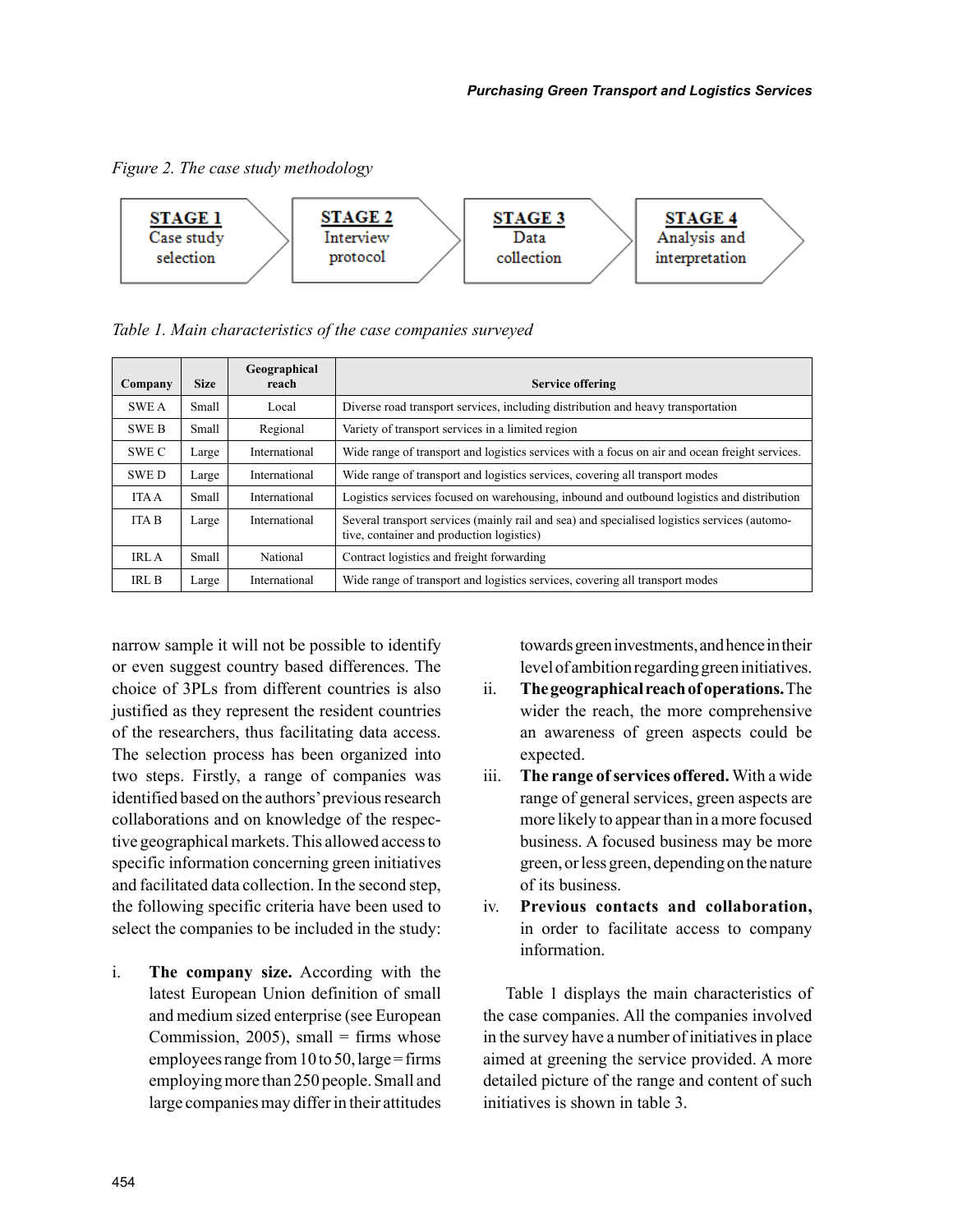Figure 2. The case study methodology

**STAGE 1** Case study selection → **STAGE 2** Interview protocol → **STAGE 3** Data collection → **STAGE 4** Analysis and interpretation

*Table 1. Main characteristics of the case companies surveyed*

| Company | Size | Geographical reach | Service offering |
|---|---|---|---|
| SWE A | Small | Local | Diverse road transport services, including distribution and heavy transportation |
| SWE B | Small | Regional | Variety of transport services in a limited region |
| SWE C | Large | International | Wide range of transport and logistics services with a focus on air and ocean freight services. |
| SWE D | Large | International | Wide range of transport and logistics services, covering all transport modes |
| ITA A | Small | International | Logistics services focused on warehousing, inbound and outbound logistics and distribution |
| ITA B | Large | International | Several transport services (mainly rail and sea) and specialised logistics services (automotive, container and production logistics) |
| IRL A | Small | National | Contract logistics and freight forwarding |
| IRL B | Large | International | Wide range of transport and logistics services, covering all transport modes |

narrow sample it will not be possible to identify or even suggest country based differences. The choice of 3PLs from different countries is also justified as they represent the resident countries of the researchers, thus facilitating data access. The selection process has been organized into two steps. Firstly, a range of companies was identified based on the authors' previous research collaborations and on knowledge of the respective geographical markets. This allowed access to specific information concerning green initiatives and facilitated data collection. In the second step, the following specific criteria have been used to select the companies to be included in the study:

i. **The company size.** According with the latest European Union definition of small and medium sized enterprise (see European Commission, 2005), small = firms whose employees range from 10 to 50, large = firms employing more than 250 people. Small and large companies may differ in their attitudes towards green investments, and hence in their level of ambition regarding green initiatives.
ii. **The geographical reach of operations.** The wider the reach, the more comprehensive an awareness of green aspects could be expected.
iii. **The range of services offered.** With a wide range of general services, green aspects are more likely to appear than in a more focused business. A focused business may be more green, or less green, depending on the nature of its business.
iv. **Previous contacts and collaboration,** in order to facilitate access to company information.

Table 1 displays the main characteristics of the case companies. All the companies involved in the survey have a number of initiatives in place aimed at greening the service provided. A more detailed picture of the range and content of such initiatives is shown in table 3.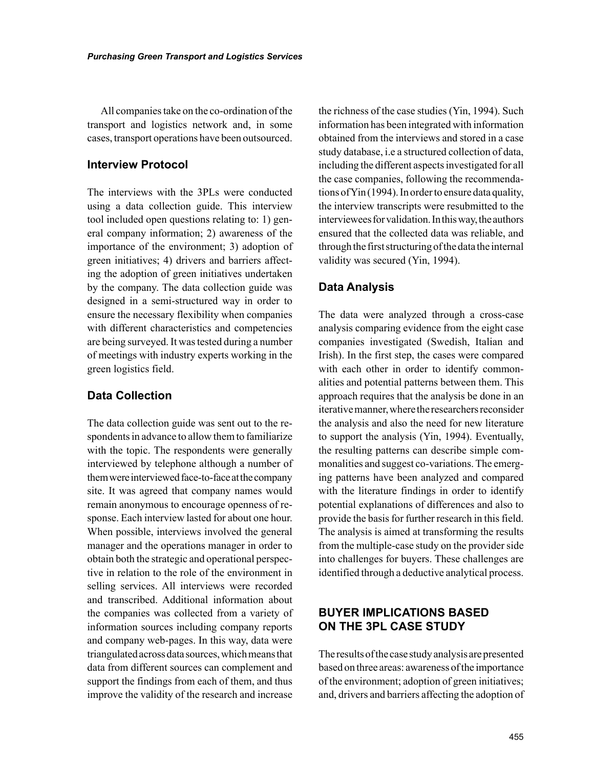All companies take on the co-ordination of the transport and logistics network and, in some cases, transport operations have been outsourced.

### Interview Protocol

The interviews with the 3PLs were conducted using a data collection guide. This interview tool included open questions relating to: 1) general company information; 2) awareness of the importance of the environment; 3) adoption of green initiatives; 4) drivers and barriers affecting the adoption of green initiatives undertaken by the company. The data collection guide was designed in a semi-structured way in order to ensure the necessary flexibility when companies with different characteristics and competencies are being surveyed. It was tested during a number of meetings with industry experts working in the green logistics field.

### Data Collection

The data collection guide was sent out to the respondents in advance to allow them to familiarize with the topic. The respondents were generally interviewed by telephone although a number of them were interviewed face-to-face at the company site. It was agreed that company names would remain anonymous to encourage openness of response. Each interview lasted for about one hour. When possible, interviews involved the general manager and the operations manager in order to obtain both the strategic and operational perspective in relation to the role of the environment in selling services. All interviews were recorded and transcribed. Additional information about the companies was collected from a variety of information sources including company reports and company web-pages. In this way, data were triangulated across data sources, which means that data from different sources can complement and support the findings from each of them, and thus improve the validity of the research and increase the richness of the case studies (Yin, 1994). Such information has been integrated with information obtained from the interviews and stored in a case study database, i.e a structured collection of data, including the different aspects investigated for all the case companies, following the recommendations of Yin (1994). In order to ensure data quality, the interview transcripts were resubmitted to the interviewees for validation. In this way, the authors ensured that the collected data was reliable, and through the first structuring of the data the internal validity was secured (Yin, 1994).

### Data Analysis

The data were analyzed through a cross-case analysis comparing evidence from the eight case companies investigated (Swedish, Italian and Irish). In the first step, the cases were compared with each other in order to identify commonalities and potential patterns between them. This approach requires that the analysis be done in an iterative manner, where the researchers reconsider the analysis and also the need for new literature to support the analysis (Yin, 1994). Eventually, the resulting patterns can describe simple commonalities and suggest co-variations. The emerging patterns have been analyzed and compared with the literature findings in order to identify potential explanations of differences and also to provide the basis for further research in this field. The analysis is aimed at transforming the results from the multiple-case study on the provider side into challenges for buyers. These challenges are identified through a deductive analytical process.

## BUYER IMPLICATIONS BASED ON THE 3PL CASE STUDY

The results of the case study analysis are presented based on three areas: awareness of the importance of the environment; adoption of green initiatives; and, drivers and barriers affecting the adoption of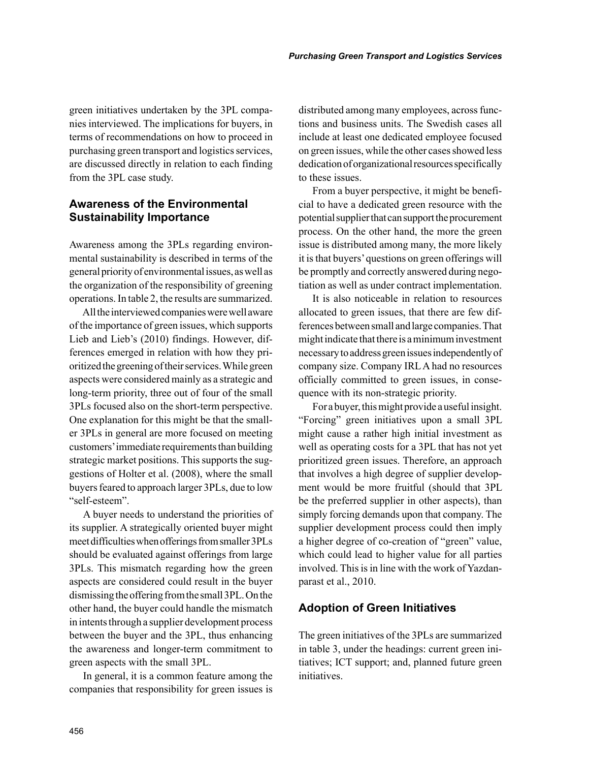green initiatives undertaken by the 3PL companies interviewed. The implications for buyers, in terms of recommendations on how to proceed in purchasing green transport and logistics services, are discussed directly in relation to each finding from the 3PL case study.

## Awareness of the Environmental Sustainability Importance

Awareness among the 3PLs regarding environmental sustainability is described in terms of the general priority of environmental issues, as well as the organization of the responsibility of greening operations. In table 2, the results are summarized.

All the interviewed companies were well aware of the importance of green issues, which supports Lieb and Lieb's (2010) findings. However, differences emerged in relation with how they prioritized the greening of their services. While green aspects were considered mainly as a strategic and long-term priority, three out of four of the small 3PLs focused also on the short-term perspective. One explanation for this might be that the smaller 3PLs in general are more focused on meeting customers' immediate requirements than building strategic market positions. This supports the suggestions of Holter et al. (2008), where the small buyers feared to approach larger 3PLs, due to low "self-esteem".

A buyer needs to understand the priorities of its supplier. A strategically oriented buyer might meet difficulties when offerings from smaller 3PLs should be evaluated against offerings from large 3PLs. This mismatch regarding how the green aspects are considered could result in the buyer dismissing the offering from the small 3PL. On the other hand, the buyer could handle the mismatch in intents through a supplier development process between the buyer and the 3PL, thus enhancing the awareness and longer-term commitment to green aspects with the small 3PL.

In general, it is a common feature among the companies that responsibility for green issues is distributed among many employees, across functions and business units. The Swedish cases all include at least one dedicated employee focused on green issues, while the other cases showed less dedication of organizational resources specifically to these issues.

From a buyer perspective, it might be beneficial to have a dedicated green resource with the potential supplier that can support the procurement process. On the other hand, the more the green issue is distributed among many, the more likely it is that buyers' questions on green offerings will be promptly and correctly answered during negotiation as well as under contract implementation.

It is also noticeable in relation to resources allocated to green issues, that there are few differences between small and large companies. That might indicate that there is a minimum investment necessary to address green issues independently of company size. Company IRL A had no resources officially committed to green issues, in consequence with its non-strategic priority.

For a buyer, this might provide a useful insight. "Forcing" green initiatives upon a small 3PL might cause a rather high initial investment as well as operating costs for a 3PL that has not yet prioritized green issues. Therefore, an approach that involves a high degree of supplier development would be more fruitful (should that 3PL be the preferred supplier in other aspects), than simply forcing demands upon that company. The supplier development process could then imply a higher degree of co-creation of "green" value, which could lead to higher value for all parties involved. This is in line with the work of Yazdanparast et al., 2010.

## Adoption of Green Initiatives

The green initiatives of the 3PLs are summarized in table 3, under the headings: current green initiatives; ICT support; and, planned future green initiatives.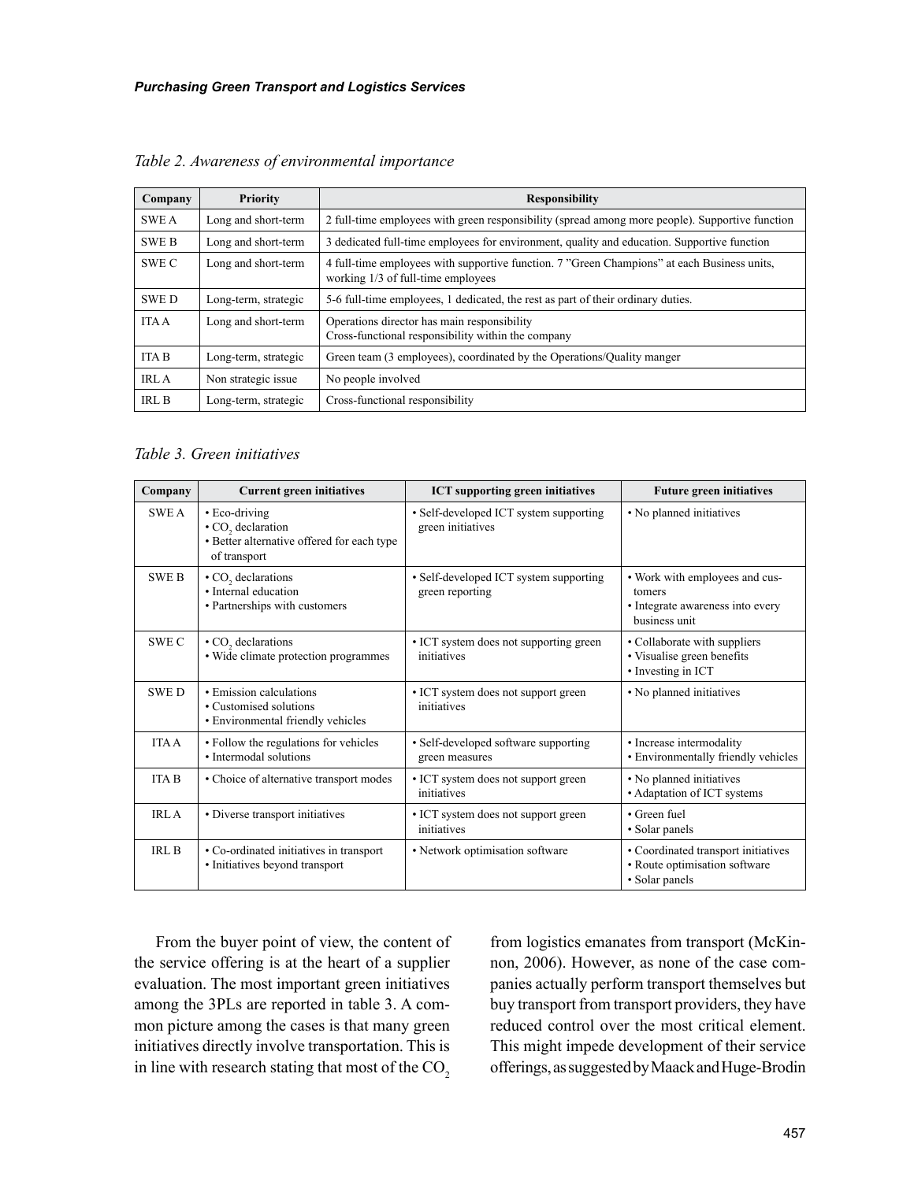*Table 2. Awareness of environmental importance*

| Company | Priority | Responsibility |
|---|---|---|
| SWE A | Long and short-term | 2 full-time employees with green responsibility (spread among more people). Supportive function |
| SWE B | Long and short-term | 3 dedicated full-time employees for environment, quality and education. Supportive function |
| SWE C | Long and short-term | 4 full-time employees with supportive function. 7 "Green Champions" at each Business units, working 1/3 of full-time employees |
| SWE D | Long-term, strategic | 5-6 full-time employees, 1 dedicated, the rest as part of their ordinary duties. |
| ITA A | Long and short-term | Operations director has main responsibility<br>Cross-functional responsibility within the company |
| ITA B | Long-term, strategic | Green team (3 employees), coordinated by the Operations/Quality manger |
| IRL A | Non strategic issue | No people involved |
| IRL B | Long-term, strategic | Cross-functional responsibility |

*Table 3. Green initiatives*

| Company | Current green initiatives | ICT supporting green initiatives | Future green initiatives |
|---|---|---|---|
| SWE A | • Eco-driving<br>• $CO_2$ declaration<br>• Better alternative offered for each type of transport | • Self-developed ICT system supporting green initiatives | • No planned initiatives |
| SWE B | • $CO_2$ declarations<br>• Internal education<br>• Partnerships with customers | • Self-developed ICT system supporting green reporting | • Work with employees and customers<br>• Integrate awareness into every business unit |
| SWE C | • $CO_2$ declarations<br>• Wide climate protection programmes | • ICT system does not supporting green initiatives | • Collaborate with suppliers<br>• Visualise green benefits<br>• Investing in ICT |
| SWE D | • Emission calculations<br>• Customised solutions<br>• Environmental friendly vehicles | • ICT system does not support green initiatives | • No planned initiatives |
| ITA A | • Follow the regulations for vehicles<br>• Intermodal solutions | • Self-developed software supporting green measures | • Increase intermodality<br>• Environmentally friendly vehicles |
| ITA B | • Choice of alternative transport modes | • ICT system does not support green initiatives | • No planned initiatives<br>• Adaptation of ICT systems |
| IRL A | • Diverse transport initiatives | • ICT system does not support green initiatives | • Green fuel<br>• Solar panels |
| IRL B | • Co-ordinated initiatives in transport<br>• Initiatives beyond transport | • Network optimisation software | • Coordinated transport initiatives<br>• Route optimisation software<br>• Solar panels |

From the buyer point of view, the content of the service offering is at the heart of a supplier evaluation. The most important green initiatives among the 3PLs are reported in table 3. A common picture among the cases is that many green initiatives directly involve transportation. This is in line with research stating that most of the $CO_2$ from logistics emanates from transport (McKinnon, 2006). However, as none of the case companies actually perform transport themselves but buy transport from transport providers, they have reduced control over the most critical element. This might impede development of their service offerings, as suggested by Maack and Huge-Brodin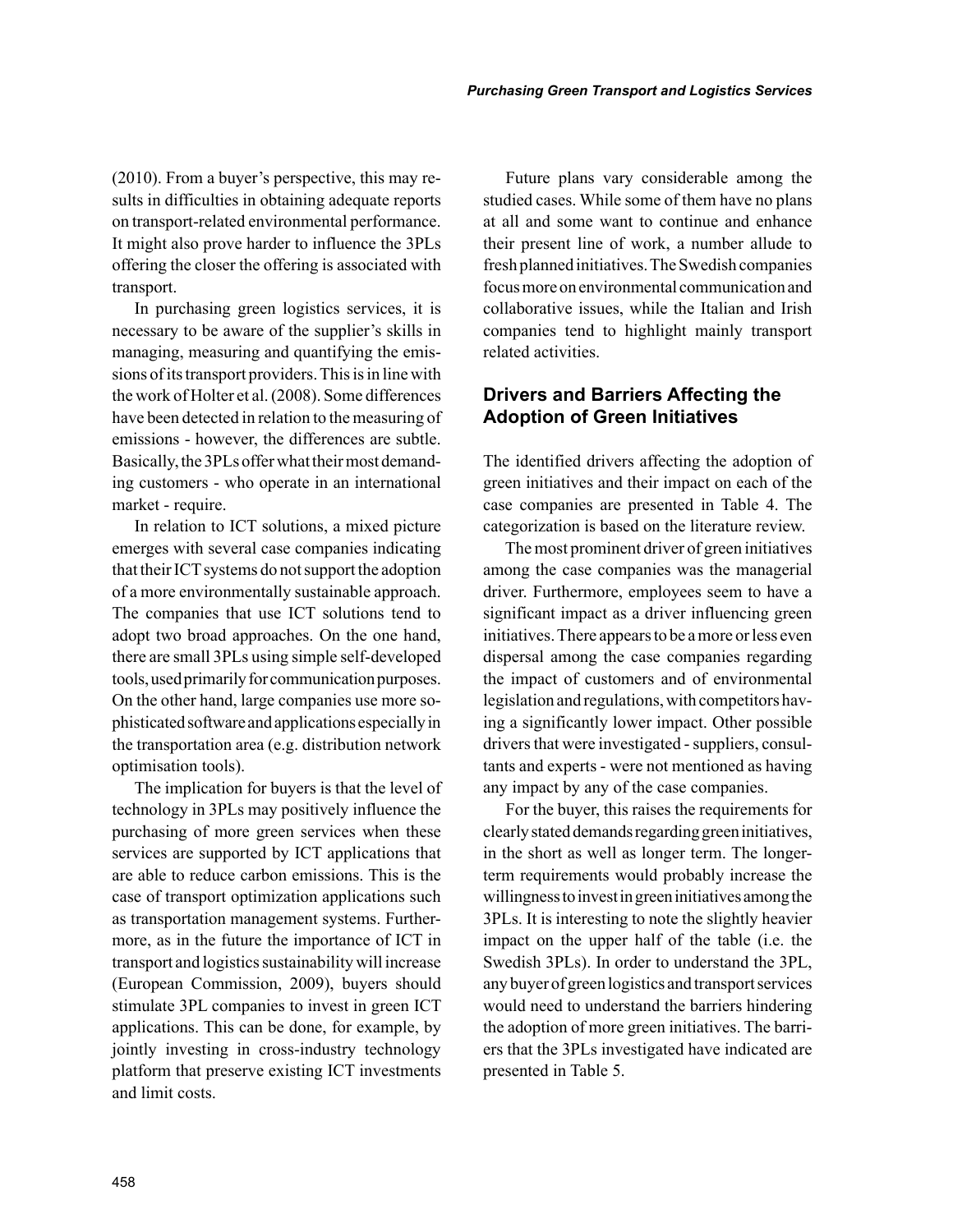(2010). From a buyer's perspective, this may results in difficulties in obtaining adequate reports on transport-related environmental performance. It might also prove harder to influence the 3PLs offering the closer the offering is associated with transport.

In purchasing green logistics services, it is necessary to be aware of the supplier's skills in managing, measuring and quantifying the emissions of its transport providers. This is in line with the work of Holter et al. (2008). Some differences have been detected in relation to the measuring of emissions - however, the differences are subtle. Basically, the 3PLs offer what their most demanding customers - who operate in an international market - require.

In relation to ICT solutions, a mixed picture emerges with several case companies indicating that their ICT systems do not support the adoption of a more environmentally sustainable approach. The companies that use ICT solutions tend to adopt two broad approaches. On the one hand, there are small 3PLs using simple self-developed tools, used primarily for communication purposes. On the other hand, large companies use more sophisticated software and applications especially in the transportation area (e.g. distribution network optimisation tools).

The implication for buyers is that the level of technology in 3PLs may positively influence the purchasing of more green services when these services are supported by ICT applications that are able to reduce carbon emissions. This is the case of transport optimization applications such as transportation management systems. Furthermore, as in the future the importance of ICT in transport and logistics sustainability will increase (European Commission, 2009), buyers should stimulate 3PL companies to invest in green ICT applications. This can be done, for example, by jointly investing in cross-industry technology platform that preserve existing ICT investments and limit costs.

Future plans vary considerable among the studied cases. While some of them have no plans at all and some want to continue and enhance their present line of work, a number allude to fresh planned initiatives. The Swedish companies focus more on environmental communication and collaborative issues, while the Italian and Irish companies tend to highlight mainly transport related activities.

## Drivers and Barriers Affecting the Adoption of Green Initiatives

The identified drivers affecting the adoption of green initiatives and their impact on each of the case companies are presented in Table 4. The categorization is based on the literature review.

The most prominent driver of green initiatives among the case companies was the managerial driver. Furthermore, employees seem to have a significant impact as a driver influencing green initiatives. There appears to be a more or less even dispersal among the case companies regarding the impact of customers and of environmental legislation and regulations, with competitors having a significantly lower impact. Other possible drivers that were investigated - suppliers, consultants and experts - were not mentioned as having any impact by any of the case companies.

For the buyer, this raises the requirements for clearly stated demands regarding green initiatives, in the short as well as longer term. The longer-term requirements would probably increase the willingness to invest in green initiatives among the 3PLs. It is interesting to note the slightly heavier impact on the upper half of the table (i.e. the Swedish 3PLs). In order to understand the 3PL, any buyer of green logistics and transport services would need to understand the barriers hindering the adoption of more green initiatives. The barriers that the 3PLs investigated have indicated are presented in Table 5.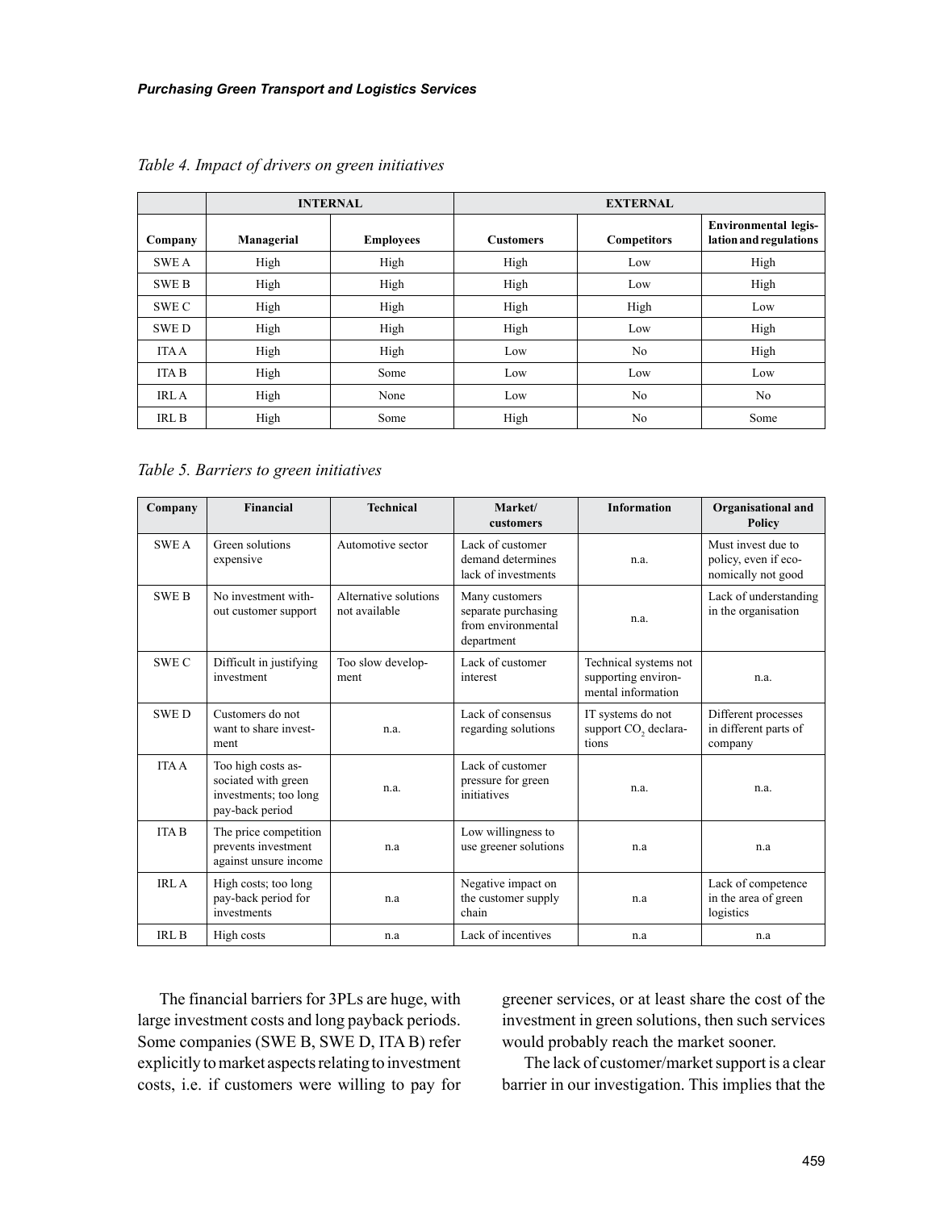*Table 4. Impact of drivers on green initiatives*

| | INTERNAL | | EXTERNAL | | |
|---|---|---|---|---|---|
| Company | Managerial | Employees | Customers | Competitors | Environmental legislation and regulations |
| SWE A | High | High | High | Low | High |
| SWE B | High | High | High | Low | High |
| SWE C | High | High | High | High | Low |
| SWE D | High | High | High | Low | High |
| ITA A | High | High | Low | No | High |
| ITA B | High | Some | Low | Low | Low |
| IRL A | High | None | Low | No | No |
| IRL B | High | Some | High | No | Some |

*Table 5. Barriers to green initiatives*

| Company | Financial | Technical | Market/ customers | Information | Organisational and Policy |
|---|---|---|---|---|---|
| SWE A | Green solutions expensive | Automotive sector | Lack of customer demand determines lack of investments | n.a. | Must invest due to policy, even if economically not good |
| SWE B | No investment without customer support | Alternative solutions not available | Many customers separate purchasing from environmental department | n.a. | Lack of understanding in the organisation |
| SWE C | Difficult in justifying investment | Too slow development | Lack of customer interest | Technical systems not supporting environmental information | n.a. |
| SWE D | Customers do not want to share investment | n.a. | Lack of consensus regarding solutions | IT systems do not support $CO_2$ declarations | Different processes in different parts of company |
| ITA A | Too high costs associated with green investments; too long pay-back period | n.a. | Lack of customer pressure for green initiatives | n.a. | n.a. |
| ITA B | The price competition prevents investment against unsure income | n.a | Low willingness to use greener solutions | n.a | n.a |
| IRL A | High costs; too long pay-back period for investments | n.a | Negative impact on the customer supply chain | n.a | Lack of competence in the area of green logistics |
| IRL B | High costs | n.a | Lack of incentives | n.a | n.a |

The financial barriers for 3PLs are huge, with large investment costs and long payback periods. Some companies (SWE B, SWE D, ITA B) refer explicitly to market aspects relating to investment costs, i.e. if customers were willing to pay for greener services, or at least share the cost of the investment in green solutions, then such services would probably reach the market sooner.

The lack of customer/market support is a clear barrier in our investigation. This implies that the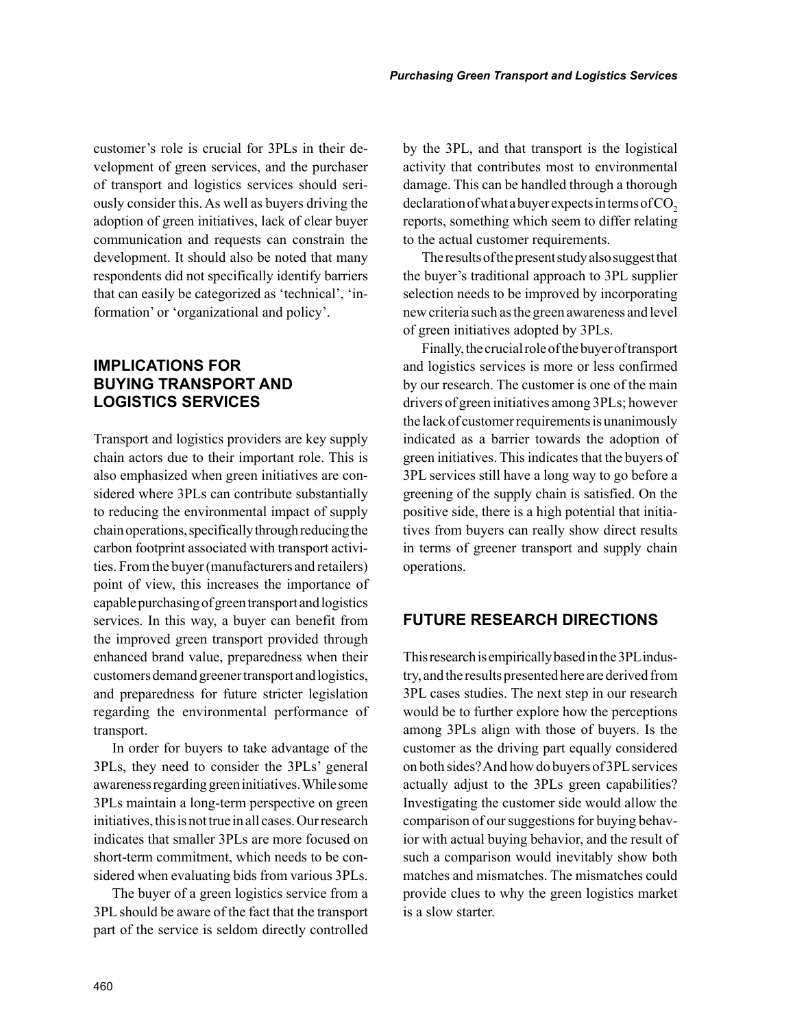customer's role is crucial for 3PLs in their development of green services, and the purchaser of transport and logistics services should seriously consider this. As well as buyers driving the adoption of green initiatives, lack of clear buyer communication and requests can constrain the development. It should also be noted that many respondents did not specifically identify barriers that can easily be categorized as 'technical', 'information' or 'organizational and policy'.

## IMPLICATIONS FOR BUYING TRANSPORT AND LOGISTICS SERVICES

Transport and logistics providers are key supply chain actors due to their important role. This is also emphasized when green initiatives are considered where 3PLs can contribute substantially to reducing the environmental impact of supply chain operations, specifically through reducing the carbon footprint associated with transport activities. From the buyer (manufacturers and retailers) point of view, this increases the importance of capable purchasing of green transport and logistics services. In this way, a buyer can benefit from the improved green transport provided through enhanced brand value, preparedness when their customers demand greener transport and logistics, and preparedness for future stricter legislation regarding the environmental performance of transport.

In order for buyers to take advantage of the 3PLs, they need to consider the 3PLs' general awareness regarding green initiatives. While some 3PLs maintain a long-term perspective on green initiatives, this is not true in all cases. Our research indicates that smaller 3PLs are more focused on short-term commitment, which needs to be considered when evaluating bids from various 3PLs.

The buyer of a green logistics service from a 3PL should be aware of the fact that the transport part of the service is seldom directly controlled by the 3PL, and that transport is the logistical activity that contributes most to environmental damage. This can be handled through a thorough declaration of what a buyer expects in terms of $CO_2$ reports, something which seem to differ relating to the actual customer requirements.

The results of the present study also suggest that the buyer's traditional approach to 3PL supplier selection needs to be improved by incorporating new criteria such as the green awareness and level of green initiatives adopted by 3PLs.

Finally, the crucial role of the buyer of transport and logistics services is more or less confirmed by our research. The customer is one of the main drivers of green initiatives among 3PLs; however the lack of customer requirements is unanimously indicated as a barrier towards the adoption of green initiatives. This indicates that the buyers of 3PL services still have a long way to go before a greening of the supply chain is satisfied. On the positive side, there is a high potential that initiatives from buyers can really show direct results in terms of greener transport and supply chain operations.

## FUTURE RESEARCH DIRECTIONS

This research is empirically based in the 3PL industry, and the results presented here are derived from 3PL cases studies. The next step in our research would be to further explore how the perceptions among 3PLs align with those of buyers. Is the customer as the driving part equally considered on both sides? And how do buyers of 3PL services actually adjust to the 3PLs green capabilities? Investigating the customer side would allow the comparison of our suggestions for buying behavior with actual buying behavior, and the result of such a comparison would inevitably show both matches and mismatches. The mismatches could provide clues to why the green logistics market is a slow starter.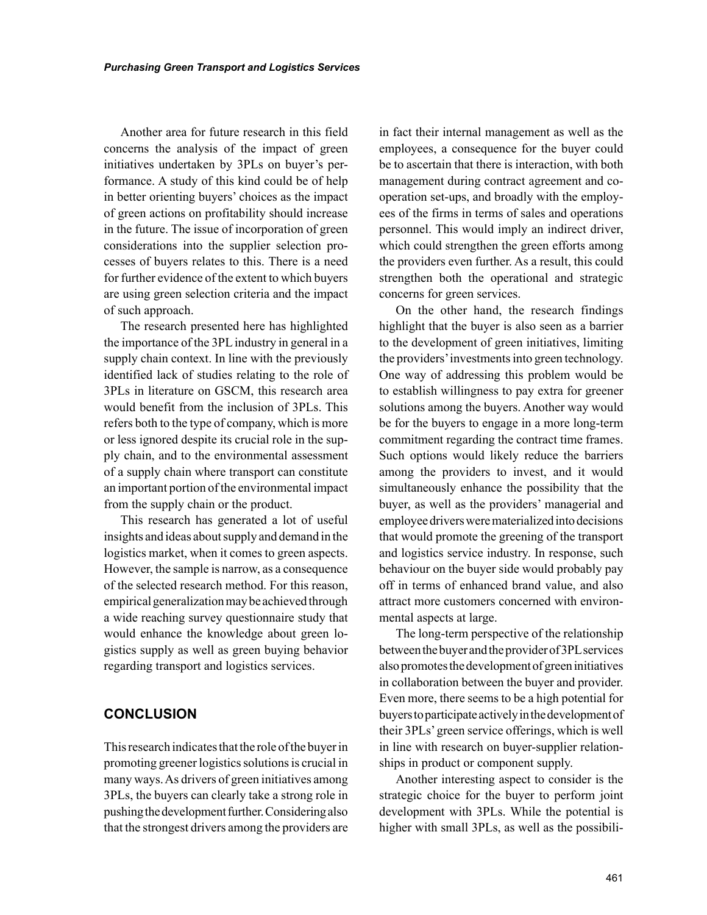Another area for future research in this field concerns the analysis of the impact of green initiatives undertaken by 3PLs on buyer's performance. A study of this kind could be of help in better orienting buyers' choices as the impact of green actions on profitability should increase in the future. The issue of incorporation of green considerations into the supplier selection processes of buyers relates to this. There is a need for further evidence of the extent to which buyers are using green selection criteria and the impact of such approach.

The research presented here has highlighted the importance of the 3PL industry in general in a supply chain context. In line with the previously identified lack of studies relating to the role of 3PLs in literature on GSCM, this research area would benefit from the inclusion of 3PLs. This refers both to the type of company, which is more or less ignored despite its crucial role in the supply chain, and to the environmental assessment of a supply chain where transport can constitute an important portion of the environmental impact from the supply chain or the product.

This research has generated a lot of useful insights and ideas about supply and demand in the logistics market, when it comes to green aspects. However, the sample is narrow, as a consequence of the selected research method. For this reason, empirical generalization may be achieved through a wide reaching survey questionnaire study that would enhance the knowledge about green logistics supply as well as green buying behavior regarding transport and logistics services.

## CONCLUSION

This research indicates that the role of the buyer in promoting greener logistics solutions is crucial in many ways. As drivers of green initiatives among 3PLs, the buyers can clearly take a strong role in pushing the development further. Considering also that the strongest drivers among the providers are in fact their internal management as well as the employees, a consequence for the buyer could be to ascertain that there is interaction, with both management during contract agreement and cooperation set-ups, and broadly with the employees of the firms in terms of sales and operations personnel. This would imply an indirect driver, which could strengthen the green efforts among the providers even further. As a result, this could strengthen both the operational and strategic concerns for green services.

On the other hand, the research findings highlight that the buyer is also seen as a barrier to the development of green initiatives, limiting the providers' investments into green technology. One way of addressing this problem would be to establish willingness to pay extra for greener solutions among the buyers. Another way would be for the buyers to engage in a more long-term commitment regarding the contract time frames. Such options would likely reduce the barriers among the providers to invest, and it would simultaneously enhance the possibility that the buyer, as well as the providers' managerial and employee drivers were materialized into decisions that would promote the greening of the transport and logistics service industry. In response, such behaviour on the buyer side would probably pay off in terms of enhanced brand value, and also attract more customers concerned with environmental aspects at large.

The long-term perspective of the relationship between the buyer and the provider of 3PL services also promotes the development of green initiatives in collaboration between the buyer and provider. Even more, there seems to be a high potential for buyers to participate actively in the development of their 3PLs' green service offerings, which is well in line with research on buyer-supplier relationships in product or component supply.

Another interesting aspect to consider is the strategic choice for the buyer to perform joint development with 3PLs. While the potential is higher with small 3PLs, as well as the possibili-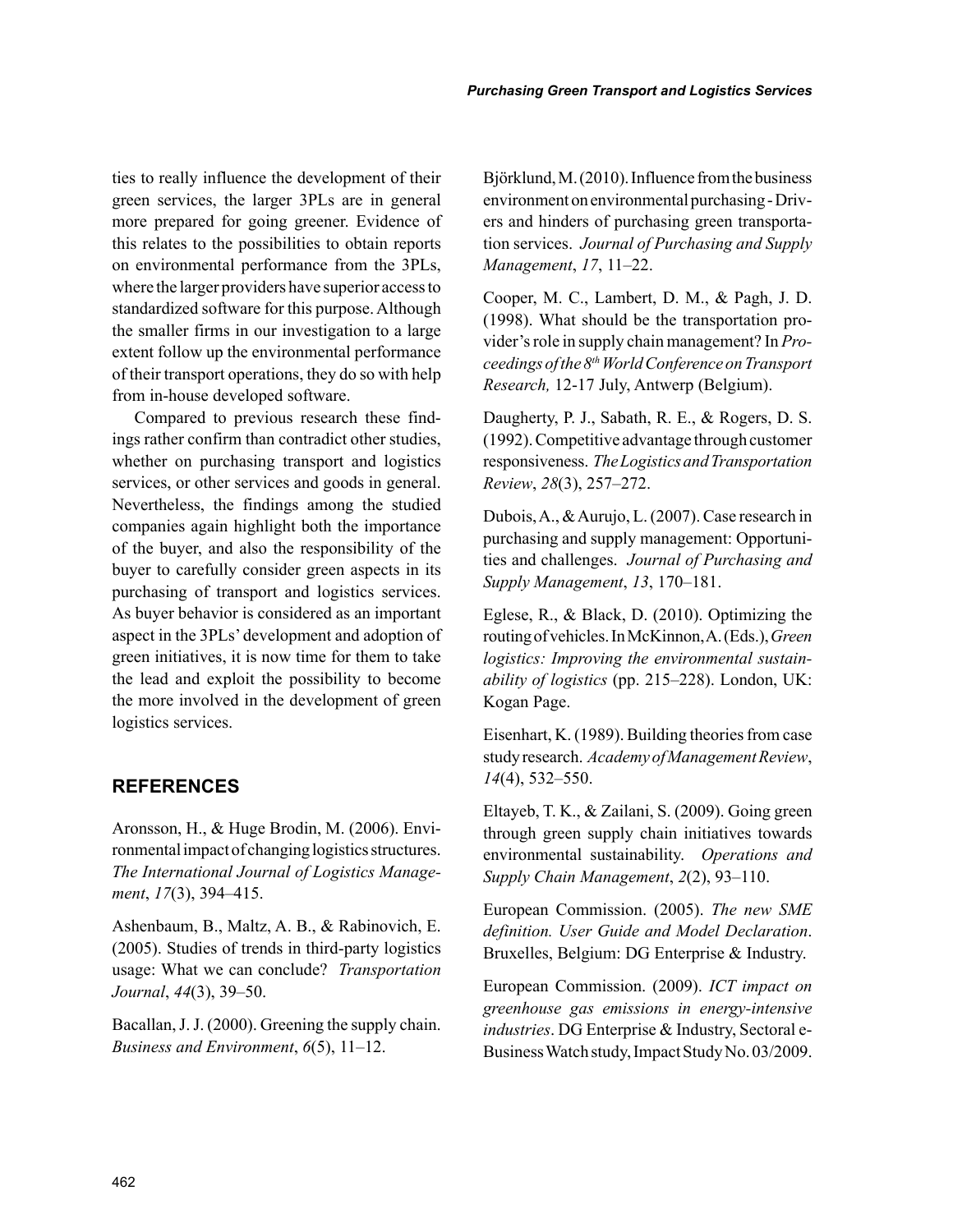ties to really influence the development of their green services, the larger 3PLs are in general more prepared for going greener. Evidence of this relates to the possibilities to obtain reports on environmental performance from the 3PLs, where the larger providers have superior access to standardized software for this purpose. Although the smaller firms in our investigation to a large extent follow up the environmental performance of their transport operations, they do so with help from in-house developed software.

Compared to previous research these findings rather confirm than contradict other studies, whether on purchasing transport and logistics services, or other services and goods in general. Nevertheless, the findings among the studied companies again highlight both the importance of the buyer, and also the responsibility of the buyer to carefully consider green aspects in its purchasing of transport and logistics services. As buyer behavior is considered as an important aspect in the 3PLs' development and adoption of green initiatives, it is now time for them to take the lead and exploit the possibility to become the more involved in the development of green logistics services.

## REFERENCES

Aronsson, H., & Huge Brodin, M. (2006). Environmental impact of changing logistics structures. *The International Journal of Logistics Management*, *17*(3), 394–415.

Ashenbaum, B., Maltz, A. B., & Rabinovich, E. (2005). Studies of trends in third-party logistics usage: What we can conclude? *Transportation Journal*, *44*(3), 39–50.

Bacallan, J. J. (2000). Greening the supply chain. *Business and Environment*, *6*(5), 11–12.

Björklund, M. (2010). Influence from the business environment on environmental purchasing - Drivers and hinders of purchasing green transportation services. *Journal of Purchasing and Supply Management*, *17*, 11–22.

Cooper, M. C., Lambert, D. M., & Pagh, J. D. (1998). What should be the transportation provider's role in supply chain management? In *Proceedings of the 8th World Conference on Transport Research,* 12-17 July, Antwerp (Belgium).

Daugherty, P. J., Sabath, R. E., & Rogers, D. S. (1992). Competitive advantage through customer responsiveness. *The Logistics and Transportation Review*, *28*(3), 257–272.

Dubois, A., & Aurujo, L. (2007). Case research in purchasing and supply management: Opportunities and challenges. *Journal of Purchasing and Supply Management*, *13*, 170–181.

Eglese, R., & Black, D. (2010). Optimizing the routing of vehicles. In McKinnon, A. (Eds.), *Green logistics: Improving the environmental sustainability of logistics* (pp. 215–228). London, UK: Kogan Page.

Eisenhart, K. (1989). Building theories from case study research. *Academy of Management Review*, *14*(4), 532–550.

Eltayeb, T. K., & Zailani, S. (2009). Going green through green supply chain initiatives towards environmental sustainability. *Operations and Supply Chain Management*, *2*(2), 93–110.

European Commission. (2005). *The new SME definition. User Guide and Model Declaration*. Bruxelles, Belgium: DG Enterprise & Industry.

European Commission. (2009). *ICT impact on greenhouse gas emissions in energy-intensive industries*. DG Enterprise & Industry, Sectoral e-Business Watch study, Impact Study No. 03/2009.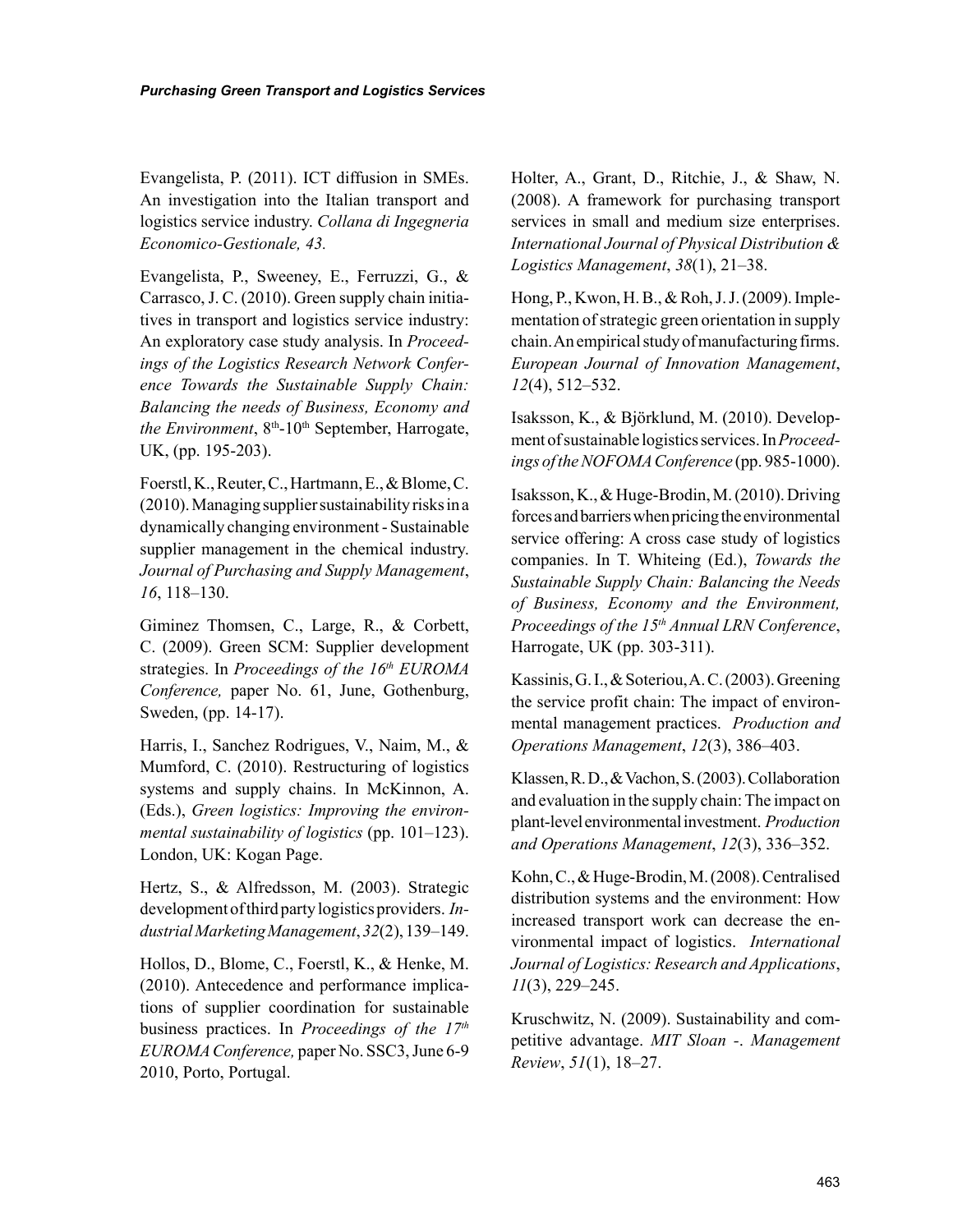Evangelista, P. (2011). ICT diffusion in SMEs. An investigation into the Italian transport and logistics service industry. *Collana di Ingegneria Economico-Gestionale, 43.*

Evangelista, P., Sweeney, E., Ferruzzi, G., & Carrasco, J. C. (2010). Green supply chain initiatives in transport and logistics service industry: An exploratory case study analysis. In *Proceedings of the Logistics Research Network Conference Towards the Sustainable Supply Chain: Balancing the needs of Business, Economy and the Environment*, 8th-10th September, Harrogate, UK, (pp. 195-203).

Foerstl, K., Reuter, C., Hartmann, E., & Blome, C. (2010). Managing supplier sustainability risks in a dynamically changing environment - Sustainable supplier management in the chemical industry. *Journal of Purchasing and Supply Management*, *16*, 118–130.

Giminez Thomsen, C., Large, R., & Corbett, C. (2009). Green SCM: Supplier development strategies. In *Proceedings of the 16th EUROMA Conference,* paper No. 61, June, Gothenburg, Sweden, (pp. 14-17).

Harris, I., Sanchez Rodrigues, V., Naim, M., & Mumford, C. (2010). Restructuring of logistics systems and supply chains. In McKinnon, A. (Eds.), *Green logistics: Improving the environmental sustainability of logistics* (pp. 101–123). London, UK: Kogan Page.

Hertz, S., & Alfredsson, M. (2003). Strategic development of third party logistics providers. *Industrial Marketing Management*, *32*(2), 139–149.

Hollos, D., Blome, C., Foerstl, K., & Henke, M. (2010). Antecedence and performance implications of supplier coordination for sustainable business practices. In *Proceedings of the 17th EUROMA Conference,* paper No. SSC3, June 6-9 2010, Porto, Portugal.

Holter, A., Grant, D., Ritchie, J., & Shaw, N. (2008). A framework for purchasing transport services in small and medium size enterprises. *International Journal of Physical Distribution & Logistics Management*, *38*(1), 21–38.

Hong, P., Kwon, H. B., & Roh, J. J. (2009). Implementation of strategic green orientation in supply chain. An empirical study of manufacturing firms. *European Journal of Innovation Management*, *12*(4), 512–532.

Isaksson, K., & Björklund, M. (2010). Development of sustainable logistics services. In *Proceedings of the NOFOMA Conference* (pp. 985-1000).

Isaksson, K., & Huge-Brodin, M. (2010). Driving forces and barriers when pricing the environmental service offering: A cross case study of logistics companies. In T. Whiteing (Ed.), *Towards the Sustainable Supply Chain: Balancing the Needs of Business, Economy and the Environment, Proceedings of the 15th Annual LRN Conference*, Harrogate, UK (pp. 303-311).

Kassinis, G. I., & Soteriou, A. C. (2003). Greening the service profit chain: The impact of environmental management practices. *Production and Operations Management*, *12*(3), 386–403.

Klassen, R. D., & Vachon, S. (2003). Collaboration and evaluation in the supply chain: The impact on plant-level environmental investment. *Production and Operations Management*, *12*(3), 336–352.

Kohn, C., & Huge-Brodin, M. (2008). Centralised distribution systems and the environment: How increased transport work can decrease the environmental impact of logistics. *International Journal of Logistics: Research and Applications*, *11*(3), 229–245.

Kruschwitz, N. (2009). Sustainability and competitive advantage. *MIT Sloan -. Management Review*, *51*(1), 18–27.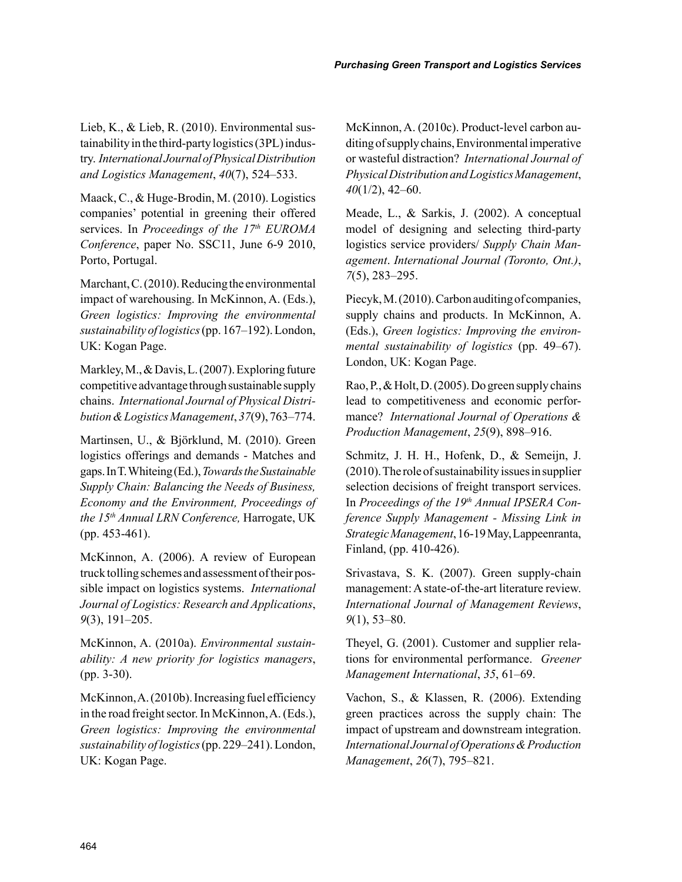Lieb, K., & Lieb, R. (2010). Environmental sustainability in the third-party logistics (3PL) industry. *International Journal of Physical Distribution and Logistics Management*, *40*(7), 524–533.

Maack, C., & Huge-Brodin, M. (2010). Logistics companies' potential in greening their offered services. In *Proceedings of the 17th EUROMA Conference*, paper No. SSC11, June 6-9 2010, Porto, Portugal.

Marchant, C. (2010). Reducing the environmental impact of warehousing. In McKinnon, A. (Eds.), *Green logistics: Improving the environmental sustainability of logistics* (pp. 167–192). London, UK: Kogan Page.

Markley, M., & Davis, L. (2007). Exploring future competitive advantage through sustainable supply chains. *International Journal of Physical Distribution & Logistics Management*, *37*(9), 763–774.

Martinsen, U., & Björklund, M. (2010). Green logistics offerings and demands - Matches and gaps. In T. Whiteing (Ed.), *Towards the Sustainable Supply Chain: Balancing the Needs of Business, Economy and the Environment, Proceedings of the 15th Annual LRN Conference,* Harrogate, UK (pp. 453-461).

McKinnon, A. (2006). A review of European truck tolling schemes and assessment of their possible impact on logistics systems. *International Journal of Logistics: Research and Applications*, *9*(3), 191–205.

McKinnon, A. (2010a). *Environmental sustainability: A new priority for logistics managers*, (pp. 3-30).

McKinnon, A. (2010b). Increasing fuel efficiency in the road freight sector. In McKinnon, A. (Eds.), *Green logistics: Improving the environmental sustainability of logistics* (pp. 229–241). London, UK: Kogan Page.

McKinnon, A. (2010c). Product-level carbon auditing of supply chains, Environmental imperative or wasteful distraction? *International Journal of Physical Distribution and Logistics Management*, *40*(1/2), 42–60.

Meade, L., & Sarkis, J. (2002). A conceptual model of designing and selecting third-party logistics service providers/ *Supply Chain Management*. *International Journal (Toronto, Ont.)*, *7*(5), 283–295.

Piecyk, M. (2010). Carbon auditing of companies, supply chains and products. In McKinnon, A. (Eds.), *Green logistics: Improving the environmental sustainability of logistics* (pp. 49–67). London, UK: Kogan Page.

Rao, P., & Holt, D. (2005). Do green supply chains lead to competitiveness and economic performance? *International Journal of Operations & Production Management*, *25*(9), 898–916.

Schmitz, J. H. H., Hofenk, D., & Semeijn, J. (2010). The role of sustainability issues in supplier selection decisions of freight transport services. In *Proceedings of the 19th Annual IPSERA Conference Supply Management - Missing Link in Strategic Management*, 16-19 May, Lappeenranta, Finland, (pp. 410-426).

Srivastava, S. K. (2007). Green supply-chain management: A state-of-the-art literature review. *International Journal of Management Reviews*, *9*(1), 53–80.

Theyel, G. (2001). Customer and supplier relations for environmental performance. *Greener Management International*, *35*, 61–69.

Vachon, S., & Klassen, R. (2006). Extending green practices across the supply chain: The impact of upstream and downstream integration. *International Journal of Operations & Production Management*, *26*(7), 795–821.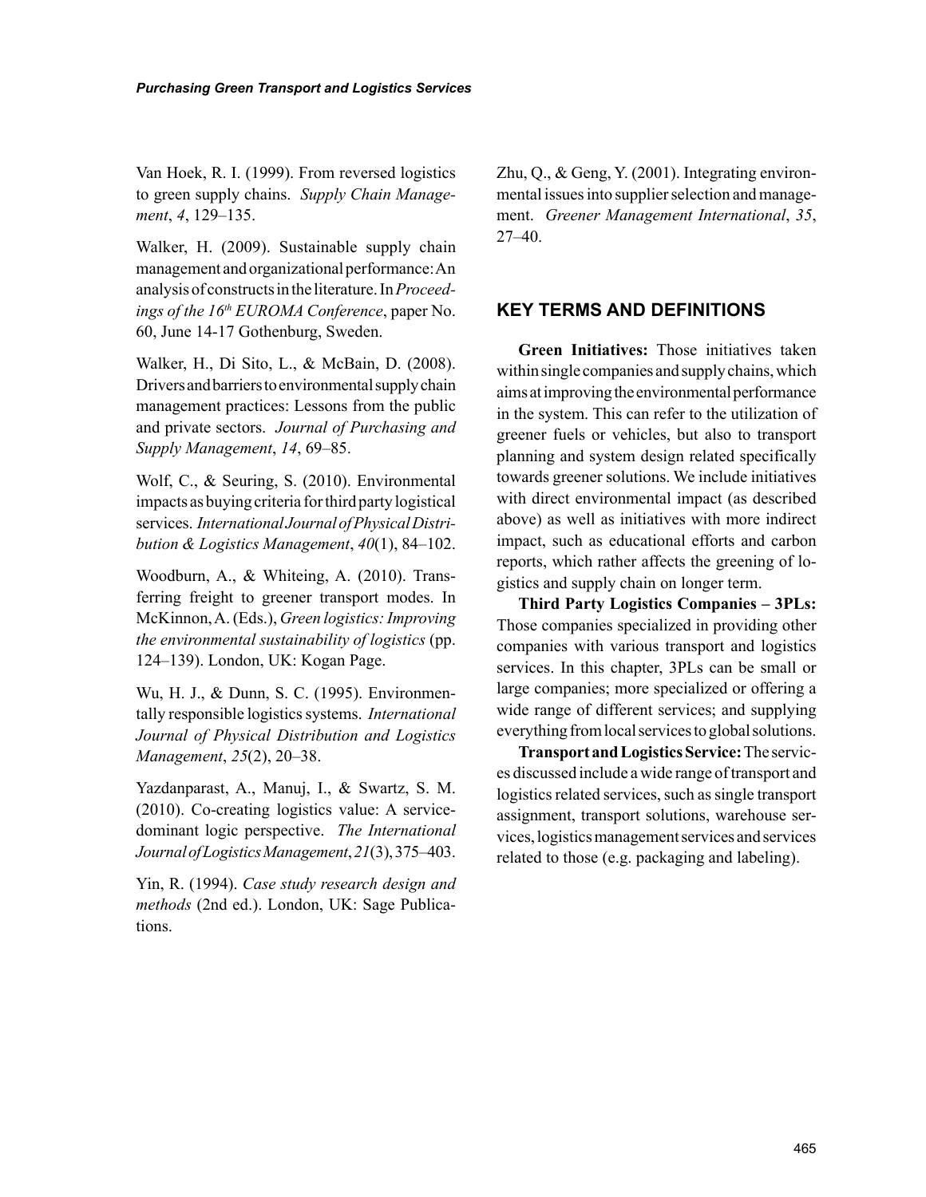Van Hoek, R. I. (1999). From reversed logistics to green supply chains. *Supply Chain Management*, *4*, 129–135.

Walker, H. (2009). Sustainable supply chain management and organizational performance: An analysis of constructs in the literature. In *Proceedings of the 16th EUROMA Conference*, paper No. 60, June 14-17 Gothenburg, Sweden.

Walker, H., Di Sito, L., & McBain, D. (2008). Drivers and barriers to environmental supply chain management practices: Lessons from the public and private sectors. *Journal of Purchasing and Supply Management*, *14*, 69–85.

Wolf, C., & Seuring, S. (2010). Environmental impacts as buying criteria for third party logistical services. *International Journal of Physical Distribution & Logistics Management*, *40*(1), 84–102.

Woodburn, A., & Whiteing, A. (2010). Transferring freight to greener transport modes. In McKinnon, A. (Eds.), *Green logistics: Improving the environmental sustainability of logistics* (pp. 124–139). London, UK: Kogan Page.

Wu, H. J., & Dunn, S. C. (1995). Environmentally responsible logistics systems. *International Journal of Physical Distribution and Logistics Management*, *25*(2), 20–38.

Yazdanparast, A., Manuj, I., & Swartz, S. M. (2010). Co-creating logistics value: A service-dominant logic perspective. *The International Journal of Logistics Management*, *21*(3), 375–403.

Yin, R. (1994). *Case study research design and methods* (2nd ed.). London, UK: Sage Publications.

Zhu, Q., & Geng, Y. (2001). Integrating environmental issues into supplier selection and management. *Greener Management International*, *35*, 27–40.

## KEY TERMS AND DEFINITIONS

**Green Initiatives:** Those initiatives taken within single companies and supply chains, which aims at improving the environmental performance in the system. This can refer to the utilization of greener fuels or vehicles, but also to transport planning and system design related specifically towards greener solutions. We include initiatives with direct environmental impact (as described above) as well as initiatives with more indirect impact, such as educational efforts and carbon reports, which rather affects the greening of logistics and supply chain on longer term.

**Third Party Logistics Companies – 3PLs:** Those companies specialized in providing other companies with various transport and logistics services. In this chapter, 3PLs can be small or large companies; more specialized or offering a wide range of different services; and supplying everything from local services to global solutions.

**Transport and Logistics Service:** The services discussed include a wide range of transport and logistics related services, such as single transport assignment, transport solutions, warehouse services, logistics management services and services related to those (e.g. packaging and labeling).